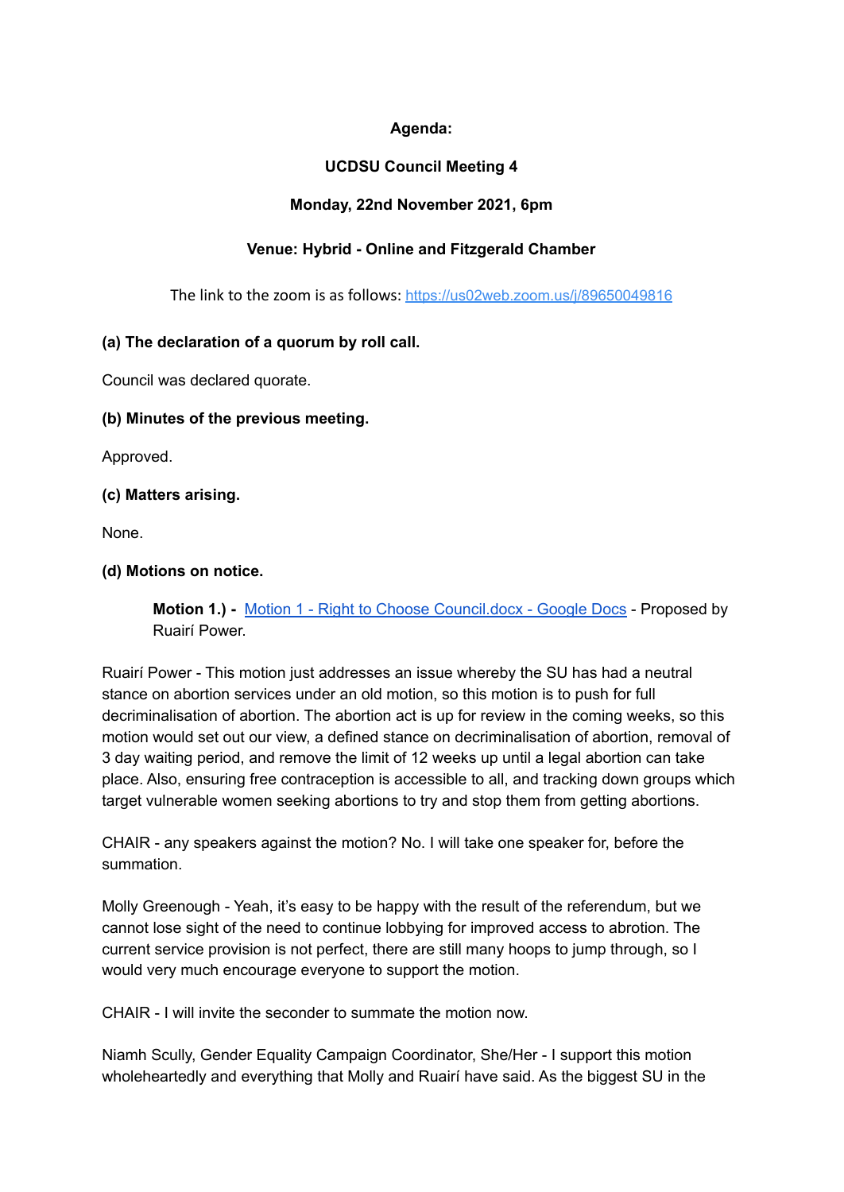**Agenda:**

**UCDSU Council Meeting 4**

**Monday, 22nd November 2021, 6pm**

**Venue: Hybrid - Online and Fitzgerald Chamber**

The link to the zoom is as follows: https://us02web.zoom.us/j/89650049816

**(a) The declaration of a quorum by roll call.**

Council was declared quorate.

**(b) Minutes of the previous meeting.**

Approved.

**(c) Matters arising.**

None.

**(d) Motions on notice.**

> **Motion 1.) -** [Motion 1 - Right to Choose Council.docx - Google Docs]() - Proposed by Ruairí Power.

Ruairí Power - This motion just addresses an issue whereby the SU has had a neutral stance on abortion services under an old motion, so this motion is to push for full decriminalisation of abortion. The abortion act is up for review in the coming weeks, so this motion would set out our view, a defined stance on decriminalisation of abortion, removal of 3 day waiting period, and remove the limit of 12 weeks up until a legal abortion can take place. Also, ensuring free contraception is accessible to all, and tracking down groups which target vulnerable women seeking abortions to try and stop them from getting abortions.

CHAIR - any speakers against the motion? No. I will take one speaker for, before the summation.

Molly Greenough - Yeah, it's easy to be happy with the result of the referendum, but we cannot lose sight of the need to continue lobbying for improved access to abrotion. The current service provision is not perfect, there are still many hoops to jump through, so I would very much encourage everyone to support the motion.

CHAIR - I will invite the seconder to summate the motion now.

Niamh Scully, Gender Equality Campaign Coordinator, She/Her - I support this motion wholeheartedly and everything that Molly and Ruairí have said. As the biggest SU in the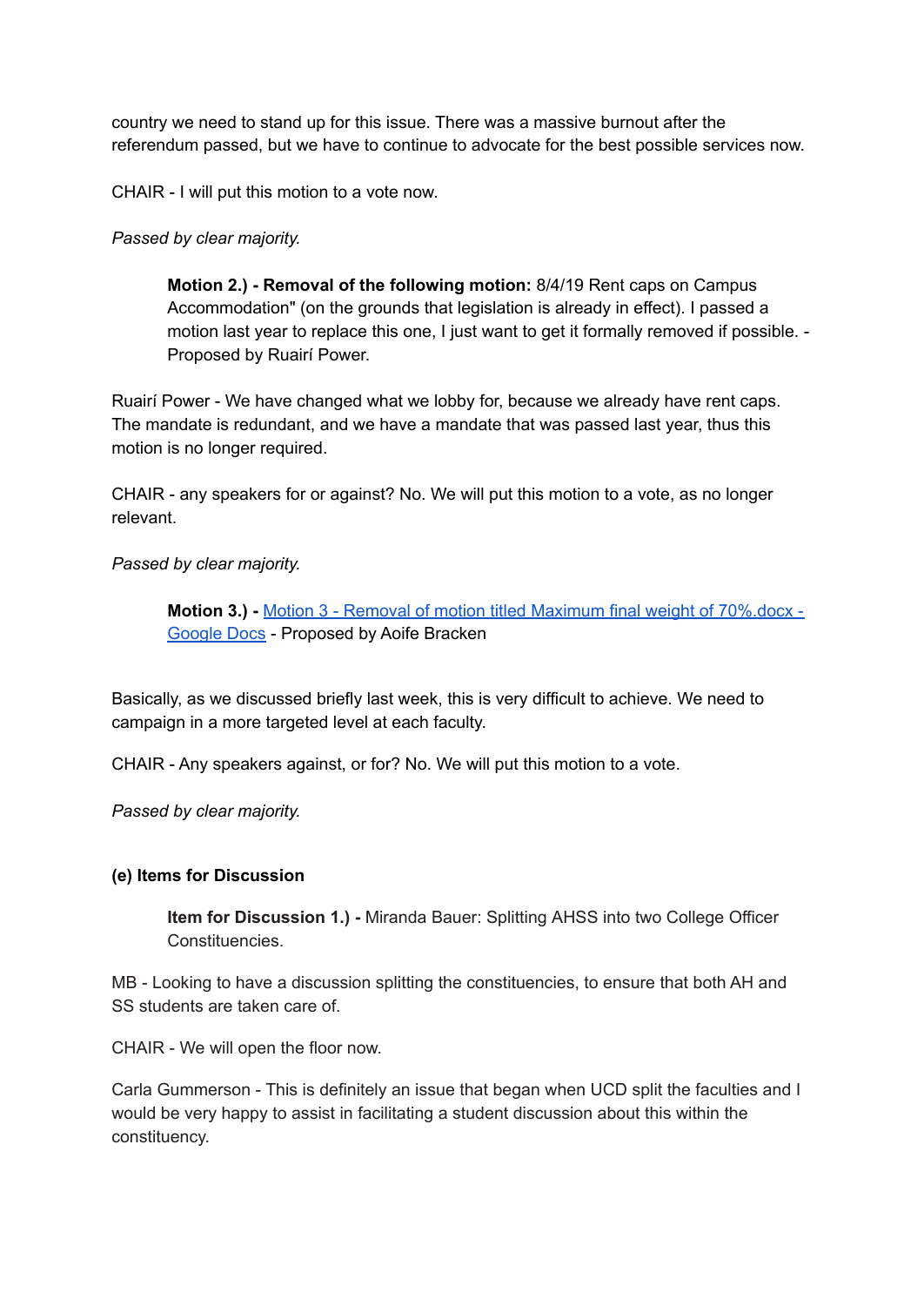country we need to stand up for this issue. There was a massive burnout after the referendum passed, but we have to continue to advocate for the best possible services now.

CHAIR - I will put this motion to a vote now.

*Passed by clear majority.*

> **Motion 2.) - Removal of the following motion:** 8/4/19 Rent caps on Campus Accommodation" (on the grounds that legislation is already in effect). I passed a motion last year to replace this one, I just want to get it formally removed if possible. - Proposed by Ruairí Power.

Ruairí Power - We have changed what we lobby for, because we already have rent caps. The mandate is redundant, and we have a mandate that was passed last year, thus this motion is no longer required.

CHAIR - any speakers for or against? No. We will put this motion to a vote, as no longer relevant.

*Passed by clear majority.*

> **Motion 3.) -** Motion 3 - Removal of motion titled Maximum final weight of 70%.docx - Google Docs - Proposed by Aoife Bracken

Basically, as we discussed briefly last week, this is very difficult to achieve. We need to campaign in a more targeted level at each faculty.

CHAIR - Any speakers against, or for? No. We will put this motion to a vote.

*Passed by clear majority.*

**(e) Items for Discussion**

> **Item for Discussion 1.) -** Miranda Bauer: Splitting AHSS into two College Officer Constituencies.

MB - Looking to have a discussion splitting the constituencies, to ensure that both AH and SS students are taken care of.

CHAIR - We will open the floor now.

Carla Gummerson - This is definitely an issue that began when UCD split the faculties and I would be very happy to assist in facilitating a student discussion about this within the constituency.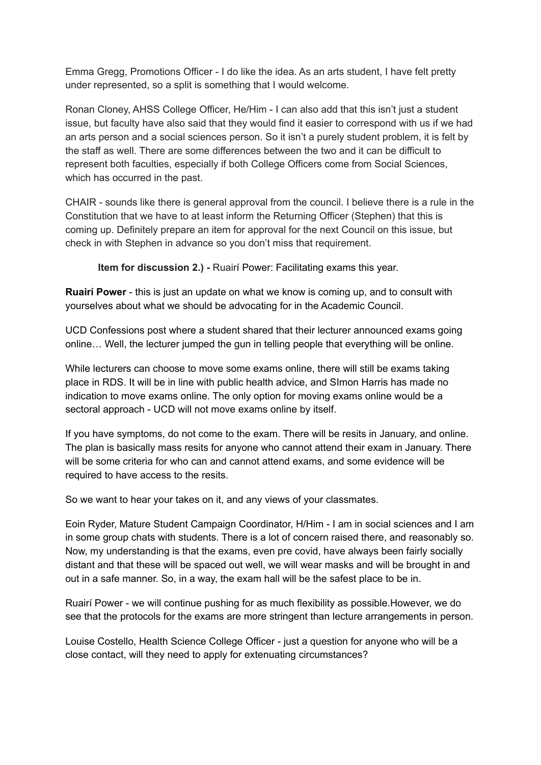Emma Gregg, Promotions Officer - I do like the idea. As an arts student, I have felt pretty under represented, so a split is something that I would welcome.

Ronan Cloney, AHSS College Officer, He/Him - I can also add that this isn't just a student issue, but faculty have also said that they would find it easier to correspond with us if we had an arts person and a social sciences person. So it isn't a purely student problem, it is felt by the staff as well. There are some differences between the two and it can be difficult to represent both faculties, especially if both College Officers come from Social Sciences, which has occurred in the past.

CHAIR - sounds like there is general approval from the council. I believe there is a rule in the Constitution that we have to at least inform the Returning Officer (Stephen) that this is coming up. Definitely prepare an item for approval for the next Council on this issue, but check in with Stephen in advance so you don't miss that requirement.

**Item for discussion 2.) -** Ruairí Power: Facilitating exams this year.

**Ruairí Power** - this is just an update on what we know is coming up, and to consult with yourselves about what we should be advocating for in the Academic Council.

UCD Confessions post where a student shared that their lecturer announced exams going online… Well, the lecturer jumped the gun in telling people that everything will be online.

While lecturers can choose to move some exams online, there will still be exams taking place in RDS. It will be in line with public health advice, and SImon Harris has made no indication to move exams online. The only option for moving exams online would be a sectoral approach - UCD will not move exams online by itself.

If you have symptoms, do not come to the exam. There will be resits in January, and online. The plan is basically mass resits for anyone who cannot attend their exam in January. There will be some criteria for who can and cannot attend exams, and some evidence will be required to have access to the resits.

So we want to hear your takes on it, and any views of your classmates.

Eoin Ryder, Mature Student Campaign Coordinator, H/Him - I am in social sciences and I am in some group chats with students. There is a lot of concern raised there, and reasonably so. Now, my understanding is that the exams, even pre covid, have always been fairly socially distant and that these will be spaced out well, we will wear masks and will be brought in and out in a safe manner. So, in a way, the exam hall will be the safest place to be in.

Ruairí Power - we will continue pushing for as much flexibility as possible.However, we do see that the protocols for the exams are more stringent than lecture arrangements in person.

Louise Costello, Health Science College Officer - just a question for anyone who will be a close contact, will they need to apply for extenuating circumstances?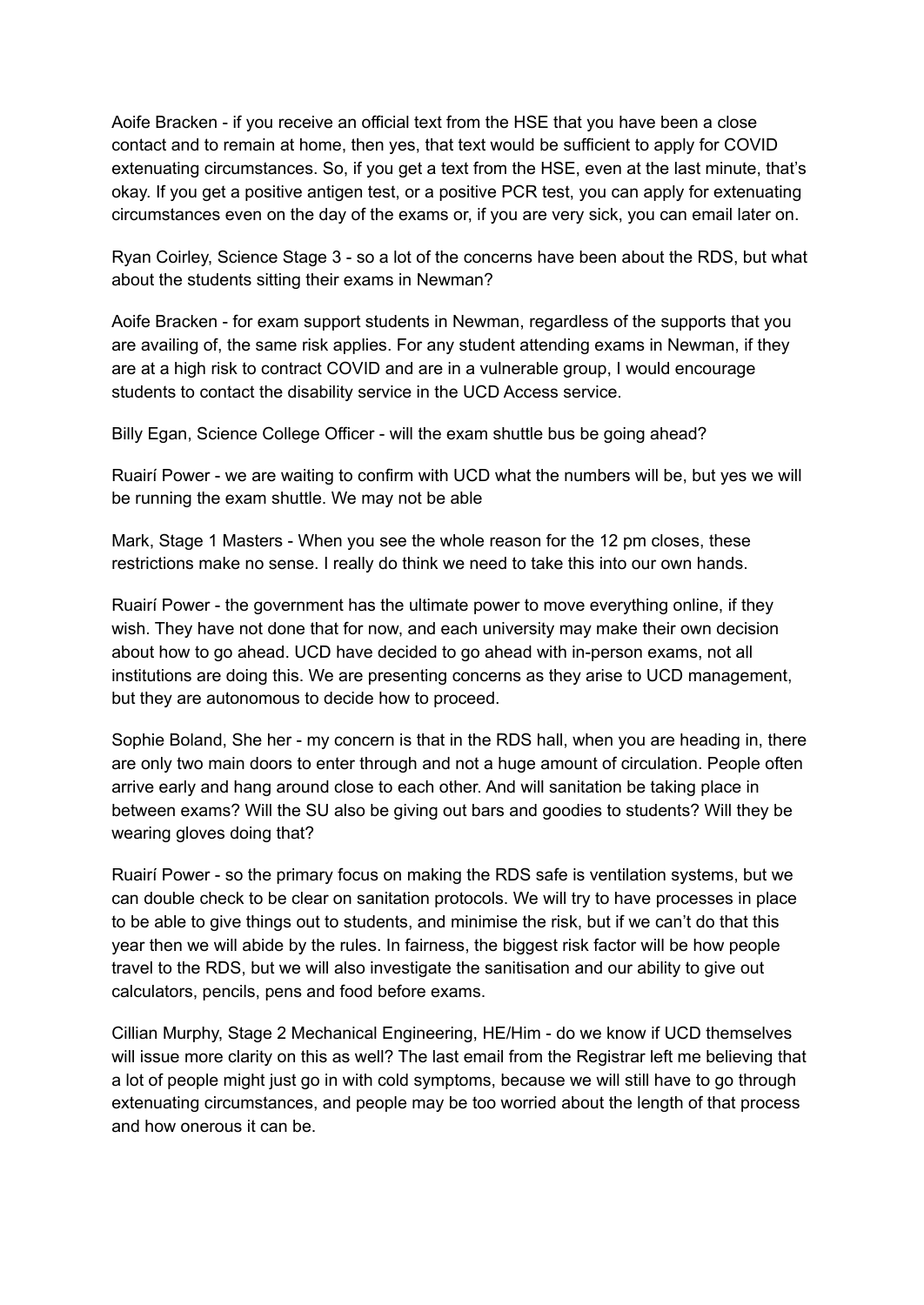Aoife Bracken - if you receive an official text from the HSE that you have been a close contact and to remain at home, then yes, that text would be sufficient to apply for COVID extenuating circumstances. So, if you get a text from the HSE, even at the last minute, that's okay. If you get a positive antigen test, or a positive PCR test, you can apply for extenuating circumstances even on the day of the exams or, if you are very sick, you can email later on.

Ryan Coirley, Science Stage 3 - so a lot of the concerns have been about the RDS, but what about the students sitting their exams in Newman?

Aoife Bracken - for exam support students in Newman, regardless of the supports that you are availing of, the same risk applies. For any student attending exams in Newman, if they are at a high risk to contract COVID and are in a vulnerable group, I would encourage students to contact the disability service in the UCD Access service.

Billy Egan, Science College Officer - will the exam shuttle bus be going ahead?

Ruairí Power - we are waiting to confirm with UCD what the numbers will be, but yes we will be running the exam shuttle. We may not be able

Mark, Stage 1 Masters - When you see the whole reason for the 12 pm closes, these restrictions make no sense. I really do think we need to take this into our own hands.

Ruairí Power - the government has the ultimate power to move everything online, if they wish. They have not done that for now, and each university may make their own decision about how to go ahead. UCD have decided to go ahead with in-person exams, not all institutions are doing this. We are presenting concerns as they arise to UCD management, but they are autonomous to decide how to proceed.

Sophie Boland, She her - my concern is that in the RDS hall, when you are heading in, there are only two main doors to enter through and not a huge amount of circulation. People often arrive early and hang around close to each other. And will sanitation be taking place in between exams? Will the SU also be giving out bars and goodies to students? Will they be wearing gloves doing that?

Ruairí Power - so the primary focus on making the RDS safe is ventilation systems, but we can double check to be clear on sanitation protocols. We will try to have processes in place to be able to give things out to students, and minimise the risk, but if we can't do that this year then we will abide by the rules. In fairness, the biggest risk factor will be how people travel to the RDS, but we will also investigate the sanitisation and our ability to give out calculators, pencils, pens and food before exams.

Cillian Murphy, Stage 2 Mechanical Engineering, HE/Him - do we know if UCD themselves will issue more clarity on this as well? The last email from the Registrar left me believing that a lot of people might just go in with cold symptoms, because we will still have to go through extenuating circumstances, and people may be too worried about the length of that process and how onerous it can be.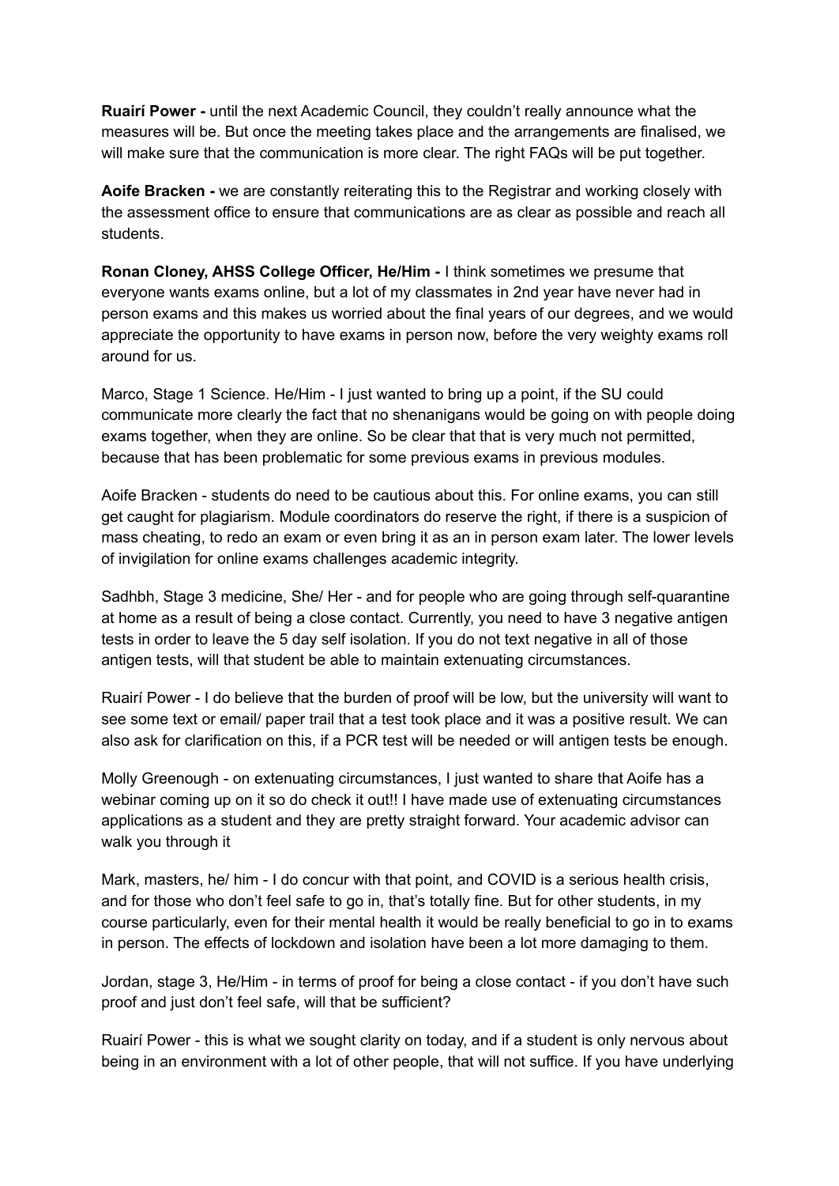**Ruairí Power -** until the next Academic Council, they couldn't really announce what the measures will be. But once the meeting takes place and the arrangements are finalised, we will make sure that the communication is more clear. The right FAQs will be put together.

**Aoife Bracken -** we are constantly reiterating this to the Registrar and working closely with the assessment office to ensure that communications are as clear as possible and reach all students.

**Ronan Cloney, AHSS College Officer, He/Him -** I think sometimes we presume that everyone wants exams online, but a lot of my classmates in 2nd year have never had in person exams and this makes us worried about the final years of our degrees, and we would appreciate the opportunity to have exams in person now, before the very weighty exams roll around for us.

Marco, Stage 1 Science. He/Him - I just wanted to bring up a point, if the SU could communicate more clearly the fact that no shenanigans would be going on with people doing exams together, when they are online. So be clear that that is very much not permitted, because that has been problematic for some previous exams in previous modules.

Aoife Bracken - students do need to be cautious about this. For online exams, you can still get caught for plagiarism. Module coordinators do reserve the right, if there is a suspicion of mass cheating, to redo an exam or even bring it as an in person exam later. The lower levels of invigilation for online exams challenges academic integrity.

Sadhbh, Stage 3 medicine, She/ Her - and for people who are going through self-quarantine at home as a result of being a close contact. Currently, you need to have 3 negative antigen tests in order to leave the 5 day self isolation. If you do not text negative in all of those antigen tests, will that student be able to maintain extenuating circumstances.

Ruairí Power - I do believe that the burden of proof will be low, but the university will want to see some text or email/ paper trail that a test took place and it was a positive result. We can also ask for clarification on this, if a PCR test will be needed or will antigen tests be enough.

Molly Greenough - on extenuating circumstances, I just wanted to share that Aoife has a webinar coming up on it so do check it out!! I have made use of extenuating circumstances applications as a student and they are pretty straight forward. Your academic advisor can walk you through it

Mark, masters, he/ him - I do concur with that point, and COVID is a serious health crisis, and for those who don't feel safe to go in, that's totally fine. But for other students, in my course particularly, even for their mental health it would be really beneficial to go in to exams in person. The effects of lockdown and isolation have been a lot more damaging to them.

Jordan, stage 3, He/Him - in terms of proof for being a close contact - if you don't have such proof and just don't feel safe, will that be sufficient?

Ruairí Power - this is what we sought clarity on today, and if a student is only nervous about being in an environment with a lot of other people, that will not suffice. If you have underlying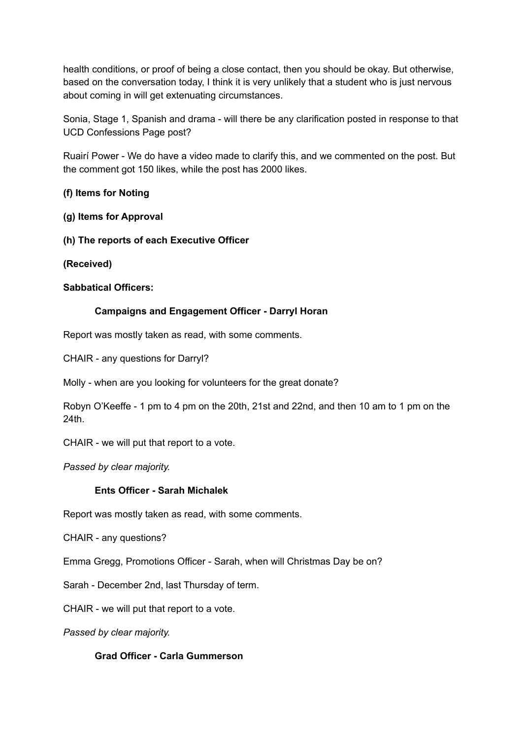health conditions, or proof of being a close contact, then you should be okay. But otherwise, based on the conversation today, I think it is very unlikely that a student who is just nervous about coming in will get extenuating circumstances.

Sonia, Stage 1, Spanish and drama - will there be any clarification posted in response to that UCD Confessions Page post?

Ruairí Power - We do have a video made to clarify this, and we commented on the post. But the comment got 150 likes, while the post has 2000 likes.

**(f) Items for Noting**

**(g) Items for Approval**

**(h) The reports of each Executive Officer**

**(Received)**

**Sabbatical Officers:**

**Campaigns and Engagement Officer - Darryl Horan**

Report was mostly taken as read, with some comments.

CHAIR - any questions for Darryl?

Molly - when are you looking for volunteers for the great donate?

Robyn O'Keeffe - 1 pm to 4 pm on the 20th, 21st and 22nd, and then 10 am to 1 pm on the 24th.

CHAIR - we will put that report to a vote.

*Passed by clear majority.*

**Ents Officer - Sarah Michalek**

Report was mostly taken as read, with some comments.

CHAIR - any questions?

Emma Gregg, Promotions Officer - Sarah, when will Christmas Day be on?

Sarah - December 2nd, last Thursday of term.

CHAIR - we will put that report to a vote.

*Passed by clear majority.*

**Grad Officer - Carla Gummerson**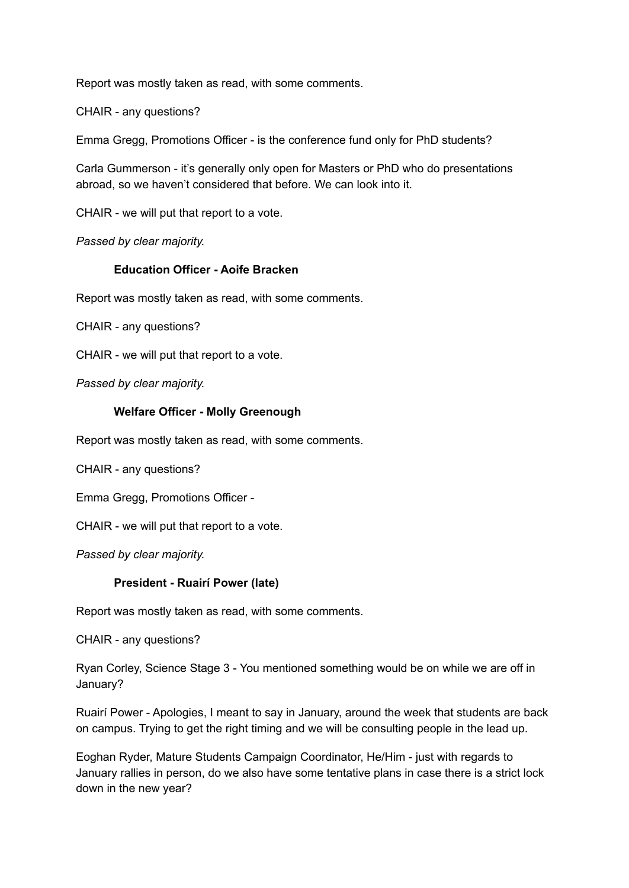Report was mostly taken as read, with some comments.

CHAIR - any questions?

Emma Gregg, Promotions Officer - is the conference fund only for PhD students?

Carla Gummerson - it's generally only open for Masters or PhD who do presentations abroad, so we haven't considered that before. We can look into it.

CHAIR - we will put that report to a vote.

*Passed by clear majority.*

### Education Officer - Aoife Bracken

Report was mostly taken as read, with some comments.

CHAIR - any questions?

CHAIR - we will put that report to a vote.

*Passed by clear majority.*

### Welfare Officer - Molly Greenough

Report was mostly taken as read, with some comments.

CHAIR - any questions?

Emma Gregg, Promotions Officer -

CHAIR - we will put that report to a vote.

*Passed by clear majority.*

### President - Ruairí Power (late)

Report was mostly taken as read, with some comments.

CHAIR - any questions?

Ryan Corley, Science Stage 3 - You mentioned something would be on while we are off in January?

Ruairí Power - Apologies, I meant to say in January, around the week that students are back on campus. Trying to get the right timing and we will be consulting people in the lead up.

Eoghan Ryder, Mature Students Campaign Coordinator, He/Him - just with regards to January rallies in person, do we also have some tentative plans in case there is a strict lock down in the new year?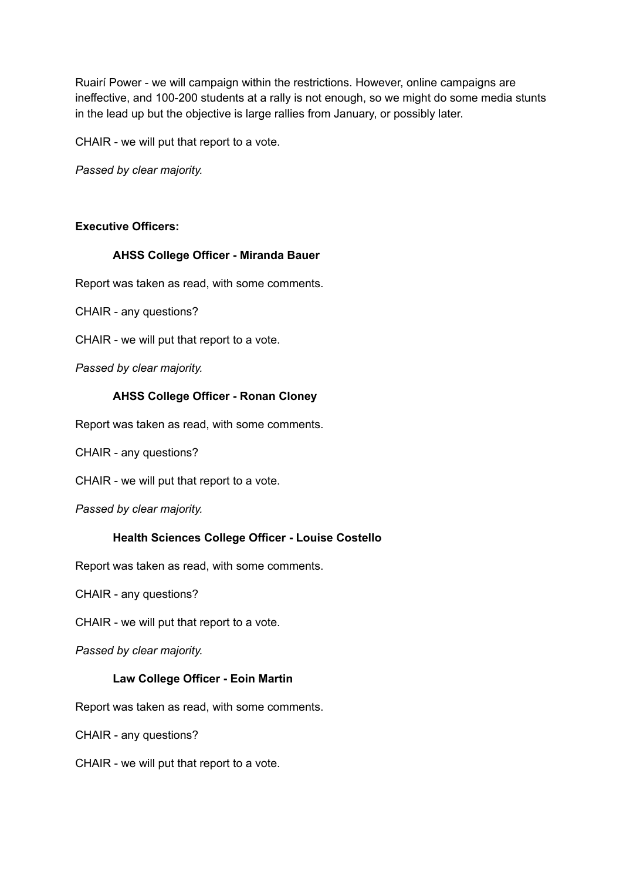Ruairí Power - we will campaign within the restrictions. However, online campaigns are ineffective, and 100-200 students at a rally is not enough, so we might do some media stunts in the lead up but the objective is large rallies from January, or possibly later.

CHAIR - we will put that report to a vote.

*Passed by clear majority.*

**Executive Officers:**

**AHSS College Officer - Miranda Bauer**

Report was taken as read, with some comments.

CHAIR - any questions?

CHAIR - we will put that report to a vote.

*Passed by clear majority.*

**AHSS College Officer - Ronan Cloney**

Report was taken as read, with some comments.

CHAIR - any questions?

CHAIR - we will put that report to a vote.

*Passed by clear majority.*

**Health Sciences College Officer - Louise Costello**

Report was taken as read, with some comments.

CHAIR - any questions?

CHAIR - we will put that report to a vote.

*Passed by clear majority.*

**Law College Officer - Eoin Martin**

Report was taken as read, with some comments.

CHAIR - any questions?

CHAIR - we will put that report to a vote.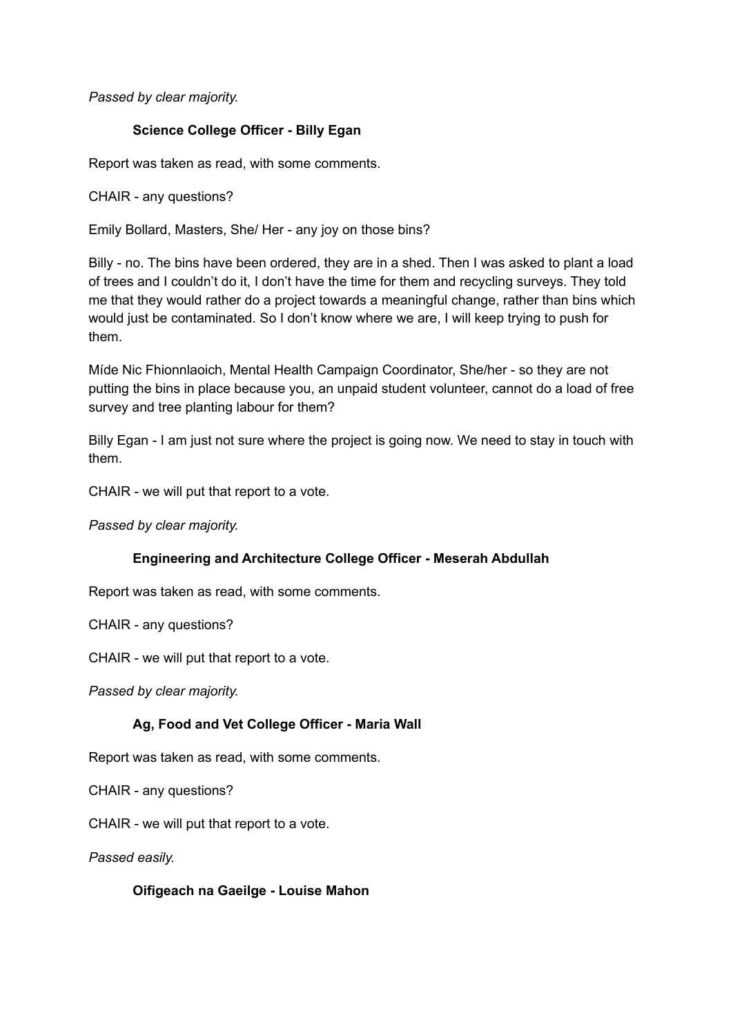*Passed by clear majority.*

### Science College Officer - Billy Egan

Report was taken as read, with some comments.

CHAIR - any questions?

Emily Bollard, Masters, She/ Her - any joy on those bins?

Billy - no. The bins have been ordered, they are in a shed. Then I was asked to plant a load of trees and I couldn't do it, I don't have the time for them and recycling surveys. They told me that they would rather do a project towards a meaningful change, rather than bins which would just be contaminated. So I don't know where we are, I will keep trying to push for them.

Míde Nic Fhionnlaoich, Mental Health Campaign Coordinator, She/her - so they are not putting the bins in place because you, an unpaid student volunteer, cannot do a load of free survey and tree planting labour for them?

Billy Egan - I am just not sure where the project is going now. We need to stay in touch with them.

CHAIR - we will put that report to a vote.

*Passed by clear majority.*

### Engineering and Architecture College Officer - Meserah Abdullah

Report was taken as read, with some comments.

CHAIR - any questions?

CHAIR - we will put that report to a vote.

*Passed by clear majority.*

### Ag, Food and Vet College Officer - Maria Wall

Report was taken as read, with some comments.

CHAIR - any questions?

CHAIR - we will put that report to a vote.

*Passed easily.*

### Oifigeach na Gaeilge - Louise Mahon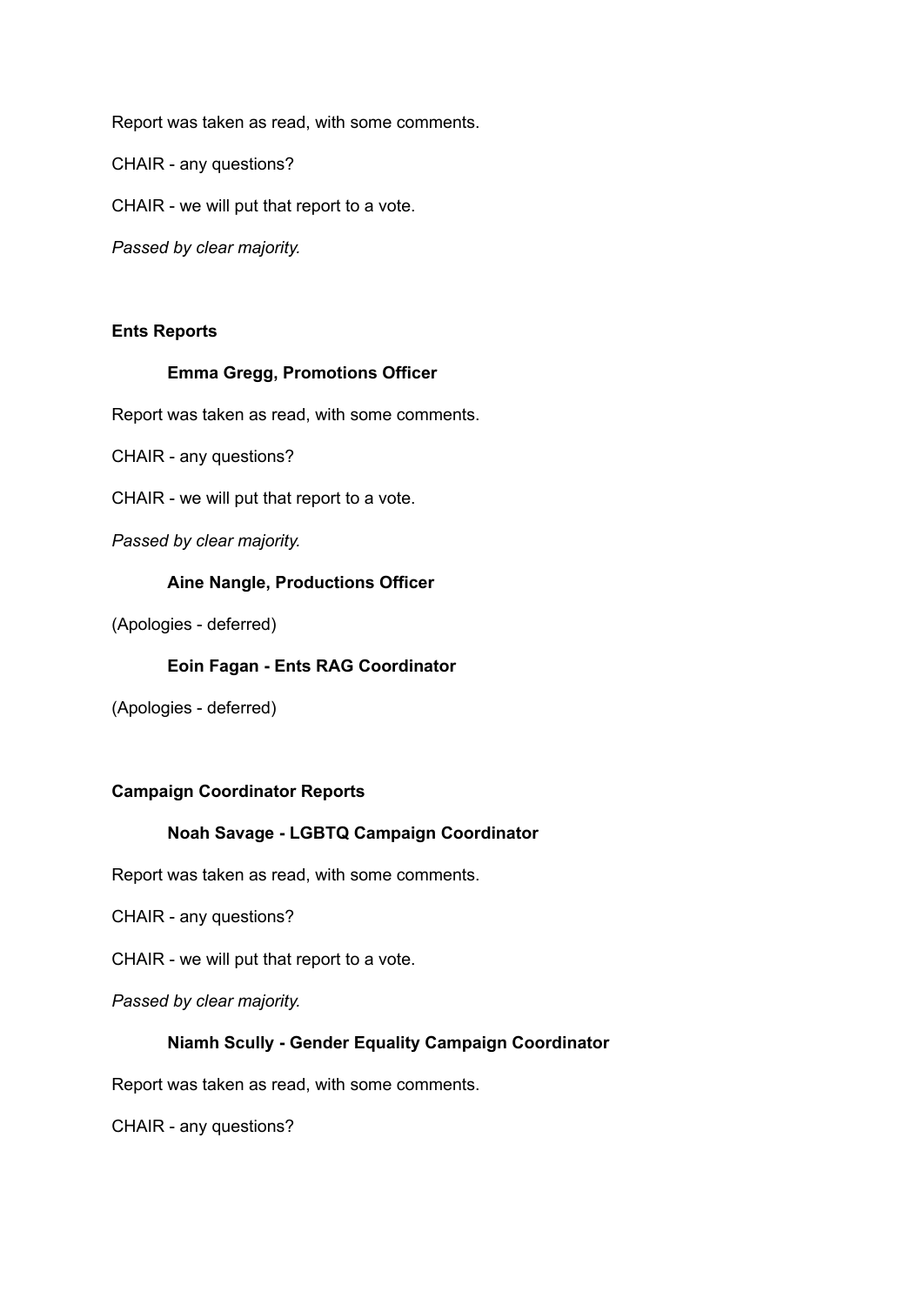Report was taken as read, with some comments.

CHAIR - any questions?

CHAIR - we will put that report to a vote.

*Passed by clear majority.*

**Ents Reports**

**Emma Gregg, Promotions Officer**

Report was taken as read, with some comments.

CHAIR - any questions?

CHAIR - we will put that report to a vote.

*Passed by clear majority.*

**Aine Nangle, Productions Officer**

(Apologies - deferred)

**Eoin Fagan - Ents RAG Coordinator**

(Apologies - deferred)

**Campaign Coordinator Reports**

**Noah Savage - LGBTQ Campaign Coordinator**

Report was taken as read, with some comments.

CHAIR - any questions?

CHAIR - we will put that report to a vote.

*Passed by clear majority.*

**Niamh Scully - Gender Equality Campaign Coordinator**

Report was taken as read, with some comments.

CHAIR - any questions?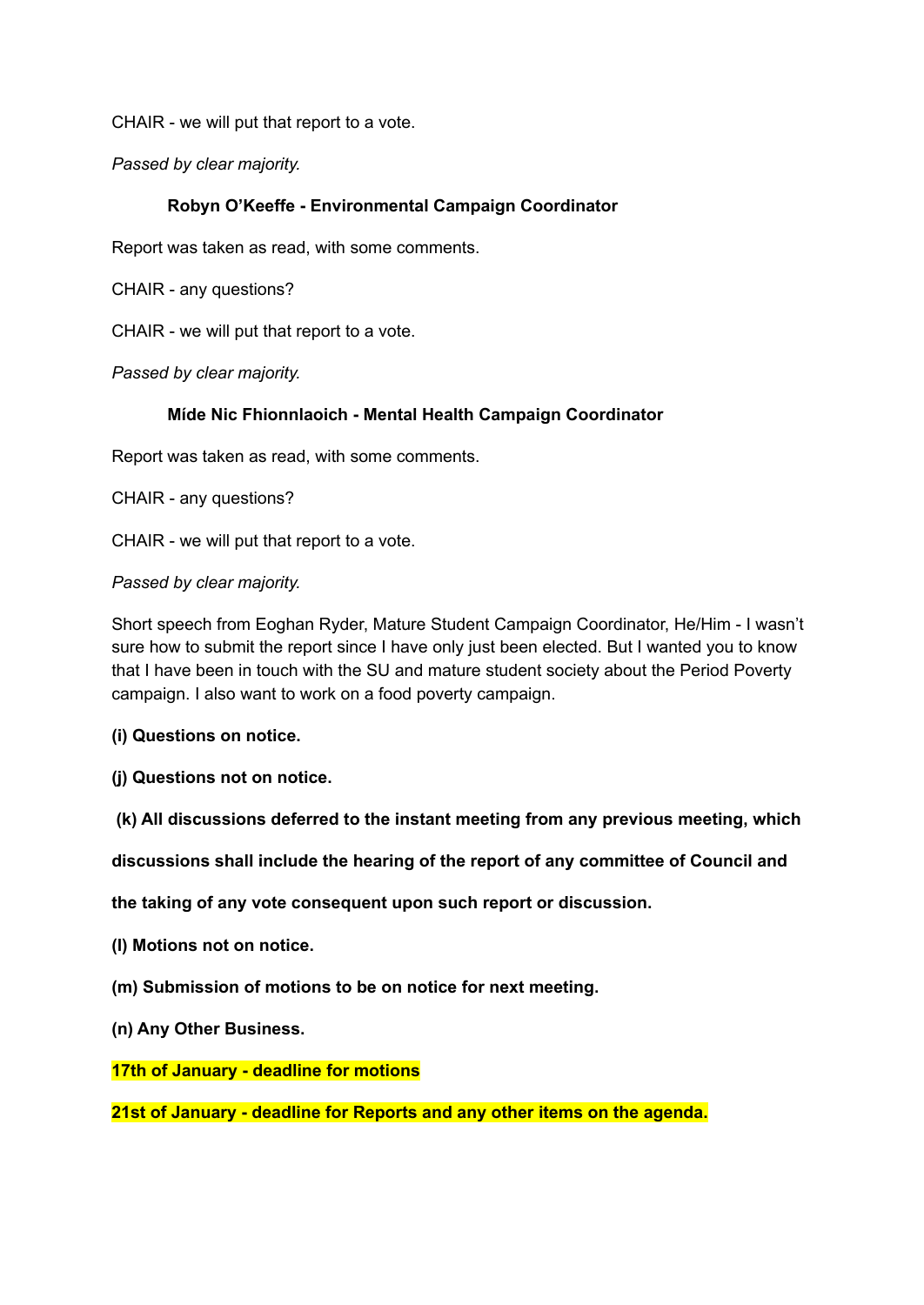CHAIR - we will put that report to a vote.

*Passed by clear majority.*

**Robyn O'Keeffe - Environmental Campaign Coordinator**

Report was taken as read, with some comments.

CHAIR - any questions?

CHAIR - we will put that report to a vote.

*Passed by clear majority.*

**Míde Nic Fhionnlaoich - Mental Health Campaign Coordinator**

Report was taken as read, with some comments.

CHAIR - any questions?

CHAIR - we will put that report to a vote.

*Passed by clear majority.*

Short speech from Eoghan Ryder, Mature Student Campaign Coordinator, He/Him - I wasn't sure how to submit the report since I have only just been elected. But I wanted you to know that I have been in touch with the SU and mature student society about the Period Poverty campaign. I also want to work on a food poverty campaign.

**(i) Questions on notice.**

**(j) Questions not on notice.**

**(k) All discussions deferred to the instant meeting from any previous meeting, which discussions shall include the hearing of the report of any committee of Council and the taking of any vote consequent upon such report or discussion.**

**(l) Motions not on notice.**

**(m) Submission of motions to be on notice for next meeting.**

**(n) Any Other Business.**

**17th of January - deadline for motions**

**21st of January - deadline for Reports and any other items on the agenda.**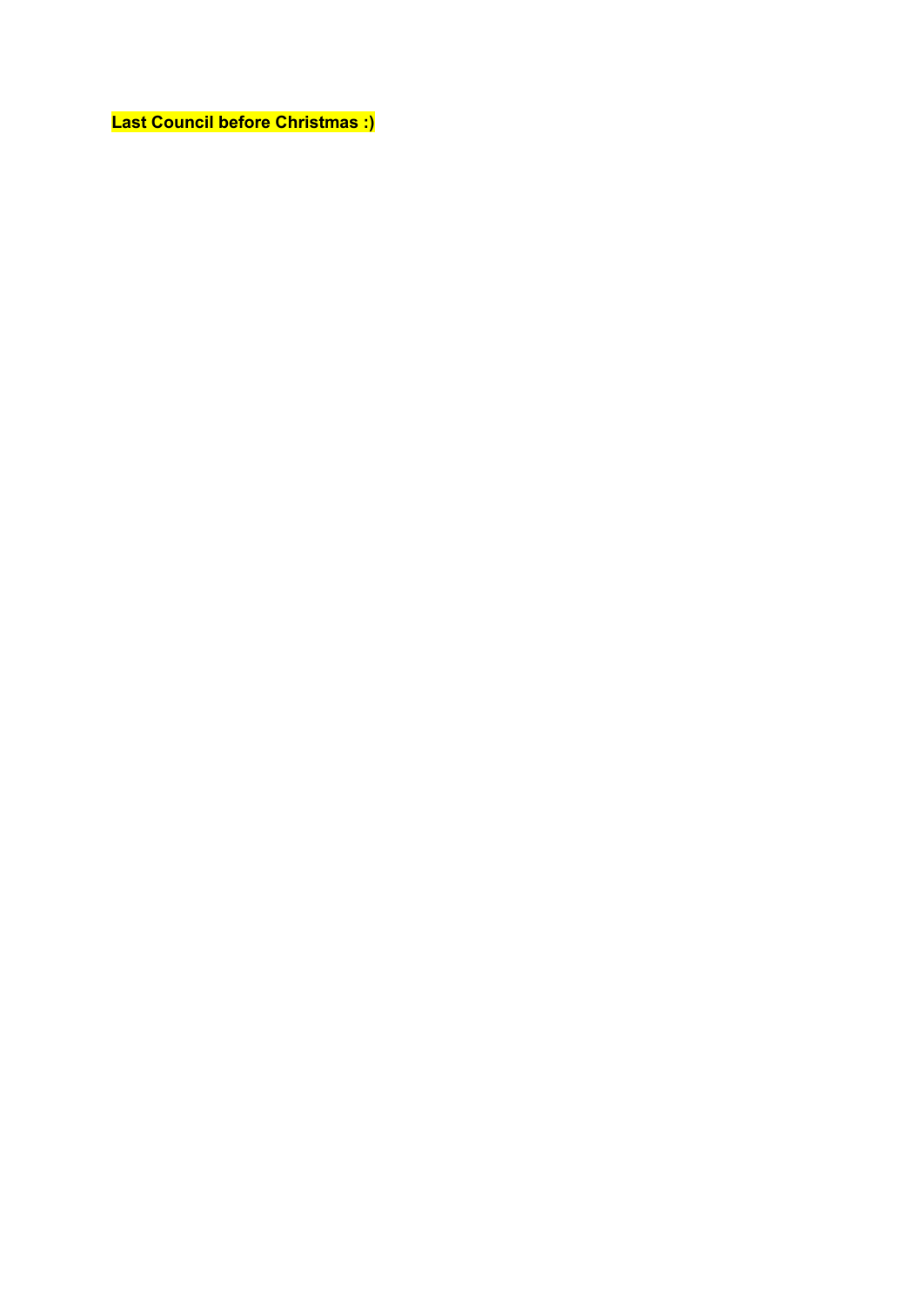**Last Council before Christmas :)**